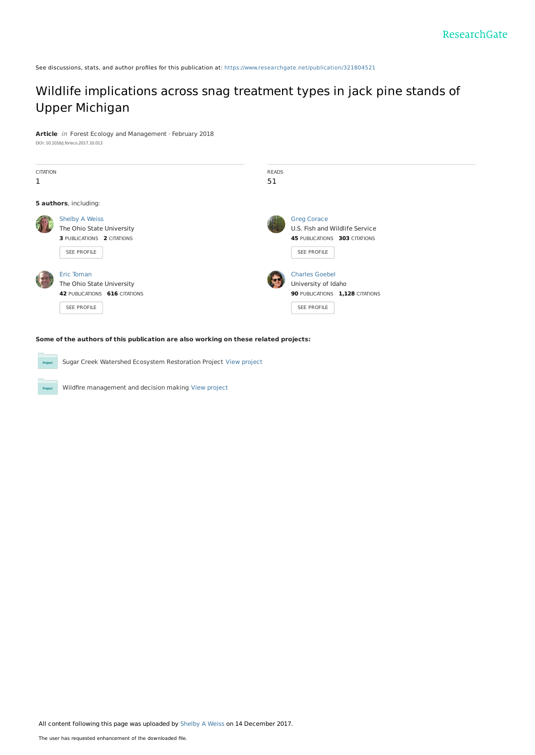See discussions, stats, and author profiles for this publication at: https://www.researchgate.net/publication/321804521

# Wildlife implications across snag treatment types in jack pine stands of Upper Michigan

**Article** *in* Forest Ecology and Management · February 2018

DOI: 10.1016/j.foreco.2017.10.013

| CITATION | READS |
| --- | --- |
| 1 | 51 |

**5 authors**, including:

**Shelby A Weiss**
The Ohio State University
**3** PUBLICATIONS **2** CITATIONS
SEE PROFILE

**Greg Corace**
U.S. Fish and Wildlife Service
**45** PUBLICATIONS **303** CITATIONS
SEE PROFILE

**Eric Toman**
The Ohio State University
**42** PUBLICATIONS **616** CITATIONS
SEE PROFILE

**Charles Goebel**
University of Idaho
**90** PUBLICATIONS **1,128** CITATIONS
SEE PROFILE

**Some of the authors of this publication are also working on these related projects:**

Sugar Creek Watershed Ecosystem Restoration Project View project

Wildfire management and decision making View project

All content following this page was uploaded by Shelby A Weiss on 14 December 2017.

The user has requested enhancement of the downloaded file.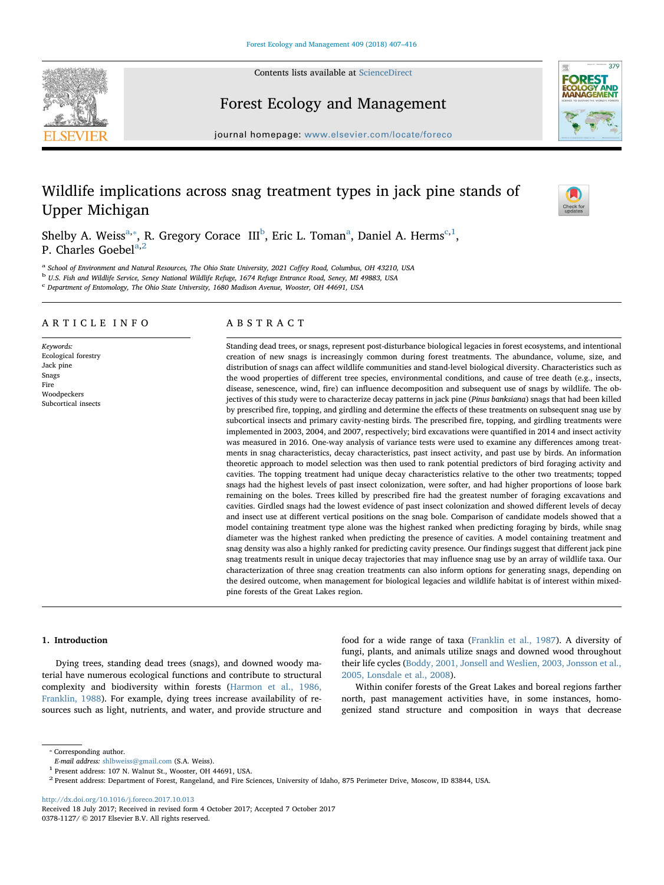# Wildlife implications across snag treatment types in jack pine stands of Upper Michigan

Shelby A. Weiss[a,*], R. Gregory Corace III[b], Eric L. Toman[a], Daniel A. Herms[c,1], P. Charles Goebel[a,2]

[a] School of Environment and Natural Resources, The Ohio State University, 2021 Coffey Road, Columbus, OH 43210, USA
[b] U.S. Fish and Wildlife Service, Seney National Wildlife Refuge, 1674 Refuge Entrance Road, Seney, MI 49883, USA
[c] Department of Entomology, The Ohio State University, 1680 Madison Avenue, Wooster, OH 44691, USA

## ARTICLE INFO

*Keywords:*
Ecological forestry
Jack pine
Snags
Fire
Woodpeckers
Subcortical insects

## ABSTRACT

Standing dead trees, or snags, represent post-disturbance biological legacies in forest ecosystems, and intentional creation of new snags is increasingly common during forest treatments. The abundance, volume, size, and distribution of snags can affect wildlife communities and stand-level biological diversity. Characteristics such as the wood properties of different tree species, environmental conditions, and cause of tree death (e.g., insects, disease, senescence, wind, fire) can influence decomposition and subsequent use of snags by wildlife. The objectives of this study were to characterize decay patterns in jack pine (*Pinus banksiana*) snags that had been killed by prescribed fire, topping, and girdling and determine the effects of these treatments on subsequent snag use by subcortical insects and primary cavity-nesting birds. The prescribed fire, topping, and girdling treatments were implemented in 2003, 2004, and 2007, respectively; bird excavations were quantified in 2014 and insect activity was measured in 2016. One-way analysis of variance tests were used to examine any differences among treatments in snag characteristics, decay characteristics, past insect activity, and past use by birds. An information theoretic approach to model selection was then used to rank potential predictors of bird foraging activity and cavities. The topping treatment had unique decay characteristics relative to the other two treatments; topped snags had the highest levels of past insect colonization, were softer, and had higher proportions of loose bark remaining on the boles. Trees killed by prescribed fire had the greatest number of foraging excavations and cavities. Girdled snags had the lowest evidence of past insect colonization and showed different levels of decay and insect use at different vertical positions on the snag bole. Comparison of candidate models showed that a model containing treatment type alone was the highest ranked when predicting foraging by birds, while snag diameter was the highest ranked when predicting the presence of cavities. A model containing treatment and snag density was also a highly ranked for predicting cavity presence. Our findings suggest that different jack pine snag treatments result in unique decay trajectories that may influence snag use by an array of wildlife taxa. Our characterization of three snag creation treatments can also inform options for generating snags, depending on the desired outcome, when management for biological legacies and wildlife habitat is of interest within mixed-pine forests of the Great Lakes region.

## 1. Introduction

Dying trees, standing dead trees (snags), and downed woody material have numerous ecological functions and contribute to structural complexity and biodiversity within forests (Harmon et al., 1986, Franklin, 1988). For example, dying trees increase availability of resources such as light, nutrients, and water, and provide structure and food for a wide range of taxa (Franklin et al., 1987). A diversity of fungi, plants, and animals utilize snags and downed wood throughout their life cycles (Boddy, 2001, Jonsell and Weslien, 2003, Jonsson et al., 2005, Lonsdale et al., 2008).

Within conifer forests of the Great Lakes and boreal regions farther north, past management activities have, in some instances, homogenized stand structure and composition in ways that decrease

* Corresponding author.
E-mail address: shlbweiss@gmail.com (S.A. Weiss).
[1] Present address: 107 N. Walnut St., Wooster, OH 44691, USA.
[2] Present address: Department of Forest, Rangeland, and Fire Sciences, University of Idaho, 875 Perimeter Drive, Moscow, ID 83844, USA.

http://dx.doi.org/10.1016/j.foreco.2017.10.013
Received 18 July 2017; Received in revised form 4 October 2017; Accepted 7 October 2017
0378-1127/ © 2017 Elsevier B.V. All rights reserved.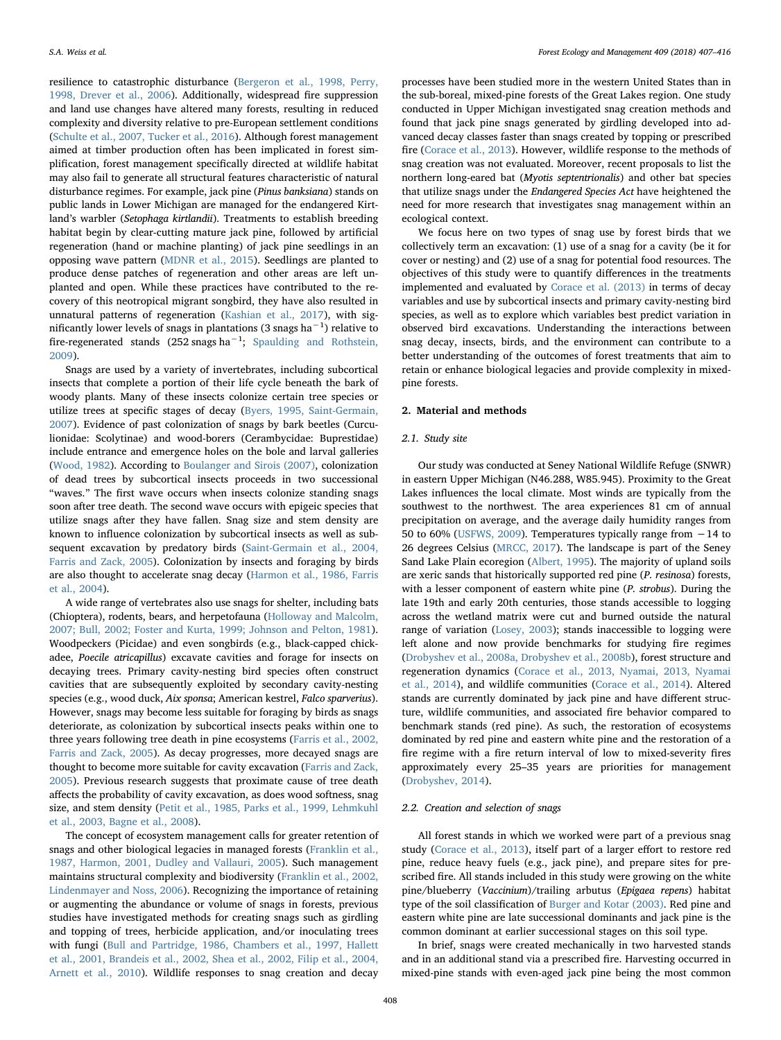resilience to catastrophic disturbance (Bergeron et al., 1998, Perry, 1998, Drever et al., 2006). Additionally, widespread fire suppression and land use changes have altered many forests, resulting in reduced complexity and diversity relative to pre-European settlement conditions (Schulte et al., 2007, Tucker et al., 2016). Although forest management aimed at timber production often has been implicated in forest simplification, forest management specifically directed at wildlife habitat may also fail to generate all structural features characteristic of natural disturbance regimes. For example, jack pine (*Pinus banksiana*) stands on public lands in Lower Michigan are managed for the endangered Kirtland's warbler (*Setophaga kirtlandii*). Treatments to establish breeding habitat begin by clear-cutting mature jack pine, followed by artificial regeneration (hand or machine planting) of jack pine seedlings in an opposing wave pattern (MDNR et al., 2015). Seedlings are planted to produce dense patches of regeneration and other areas are left unplanted and open. While these practices have contributed to the recovery of this neotropical migrant songbird, they have also resulted in unnatural patterns of regeneration (Kashian et al., 2017), with significantly lower levels of snags in plantations (3 snags $ha^{-1}$) relative to fire-regenerated stands (252 snags $ha^{-1}$; Spaulding and Rothstein, 2009).

Snags are used by a variety of invertebrates, including subcortical insects that complete a portion of their life cycle beneath the bark of woody plants. Many of these insects colonize certain tree species or utilize trees at specific stages of decay (Byers, 1995, Saint-Germain, 2007). Evidence of past colonization of snags by bark beetles (Curculionidae: Scolytinae) and wood-borers (Cerambycidae: Buprestidae) include entrance and emergence holes on the bole and larval galleries (Wood, 1982). According to Boulanger and Sirois (2007), colonization of dead trees by subcortical insects proceeds in two successional "waves." The first wave occurs when insects colonize standing snags soon after tree death. The second wave occurs with epigeic species that utilize snags after they have fallen. Snag size and stem density are known to influence colonization by subcortical insects as well as subsequent excavation by predatory birds (Saint-Germain et al., 2004, Farris and Zack, 2005). Colonization by insects and foraging by birds are also thought to accelerate snag decay (Harmon et al., 1986, Farris et al., 2004).

A wide range of vertebrates also use snags for shelter, including bats (Chioptera), rodents, bears, and herpetofauna (Holloway and Malcolm, 2007; Bull, 2002; Foster and Kurta, 1999; Johnson and Pelton, 1981). Woodpeckers (Picidae) and even songbirds (e.g., black-capped chickadee, *Poecile atricapillus*) excavate cavities and forage for insects on decaying trees. Primary cavity-nesting bird species often construct cavities that are subsequently exploited by secondary cavity-nesting species (e.g., wood duck, *Aix sponsa*; American kestrel, *Falco sparverius*). However, snags may become less suitable for foraging by birds as snags deteriorate, as colonization by subcortical insects peaks within one to three years following tree death in pine ecosystems (Farris et al., 2002, Farris and Zack, 2005). As decay progresses, more decayed snags are thought to become more suitable for cavity excavation (Farris and Zack, 2005). Previous research suggests that proximate cause of tree death affects the probability of cavity excavation, as does wood softness, snag size, and stem density (Petit et al., 1985, Parks et al., 1999, Lehmkuhl et al., 2003, Bagne et al., 2008).

The concept of ecosystem management calls for greater retention of snags and other biological legacies in managed forests (Franklin et al., 1987, Harmon, 2001, Dudley and Vallauri, 2005). Such management maintains structural complexity and biodiversity (Franklin et al., 2002, Lindenmayer and Noss, 2006). Recognizing the importance of retaining or augmenting the abundance or volume of snags in forests, previous studies have investigated methods for creating snags such as girdling and topping of trees, herbicide application, and/or inoculating trees with fungi (Bull and Partridge, 1986, Chambers et al., 1997, Hallett et al., 2001, Brandeis et al., 2002, Shea et al., 2002, Filip et al., 2004, Arnett et al., 2010). Wildlife responses to snag creation and decay processes have been studied more in the western United States than in the sub-boreal, mixed-pine forests of the Great Lakes region. One study conducted in Upper Michigan investigated snag creation methods and found that jack pine snags generated by girdling developed into advanced decay classes faster than snags created by topping or prescribed fire (Corace et al., 2013). However, wildlife response to the methods of snag creation was not evaluated. Moreover, recent proposals to list the northern long-eared bat (*Myotis septentrionalis*) and other bat species that utilize snags under the *Endangered Species Act* have heightened the need for more research that investigates snag management within an ecological context.

We focus here on two types of snag use by forest birds that we collectively term an excavation: (1) use of a snag for a cavity (be it for cover or nesting) and (2) use of a snag for potential food resources. The objectives of this study were to quantify differences in the treatments implemented and evaluated by Corace et al. (2013) in terms of decay variables and use by subcortical insects and primary cavity-nesting bird species, as well as to explore which variables best predict variation in observed bird excavations. Understanding the interactions between snag decay, insects, birds, and the environment can contribute to a better understanding of the outcomes of forest treatments that aim to retain or enhance biological legacies and provide complexity in mixed-pine forests.

## 2. Material and methods

### 2.1. Study site

Our study was conducted at Seney National Wildlife Refuge (SNWR) in eastern Upper Michigan (N46.288, W85.945). Proximity to the Great Lakes influences the local climate. Most winds are typically from the southwest to the northwest. The area experiences 81 cm of annual precipitation on average, and the average daily humidity ranges from 50 to 60% (USFWS, 2009). Temperatures typically range from −14 to 26 degrees Celsius (MRCC, 2017). The landscape is part of the Seney Sand Lake Plain ecoregion (Albert, 1995). The majority of upland soils are xeric sands that historically supported red pine (*P. resinosa*) forests, with a lesser component of eastern white pine (*P. strobus*). During the late 19th and early 20th centuries, those stands accessible to logging across the wetland matrix were cut and burned outside the natural range of variation (Losey, 2003); stands inaccessible to logging were left alone and now provide benchmarks for studying fire regimes (Drobyshev et al., 2008a, Drobyshev et al., 2008b), forest structure and regeneration dynamics (Corace et al., 2013, Nyamai, 2013, Nyamai et al., 2014), and wildlife communities (Corace et al., 2014). Altered stands are currently dominated by jack pine and have different structure, wildlife communities, and associated fire behavior compared to benchmark stands (red pine). As such, the restoration of ecosystems dominated by red pine and eastern white pine and the restoration of a fire regime with a fire return interval of low to mixed-severity fires approximately every 25–35 years are priorities for management (Drobyshev, 2014).

### 2.2. Creation and selection of snags

All forest stands in which we worked were part of a previous snag study (Corace et al., 2013), itself part of a larger effort to restore red pine, reduce heavy fuels (e.g., jack pine), and prepare sites for prescribed fire. All stands included in this study were growing on the white pine/blueberry (*Vaccinium*)/trailing arbutus (*Epigaea repens*) habitat type of the soil classification of Burger and Kotar (2003). Red pine and eastern white pine are late successional dominants and jack pine is the common dominant at earlier successional stages on this soil type.

In brief, snags were created mechanically in two harvested stands and in an additional stand via a prescribed fire. Harvesting occurred in mixed-pine stands with even-aged jack pine being the most common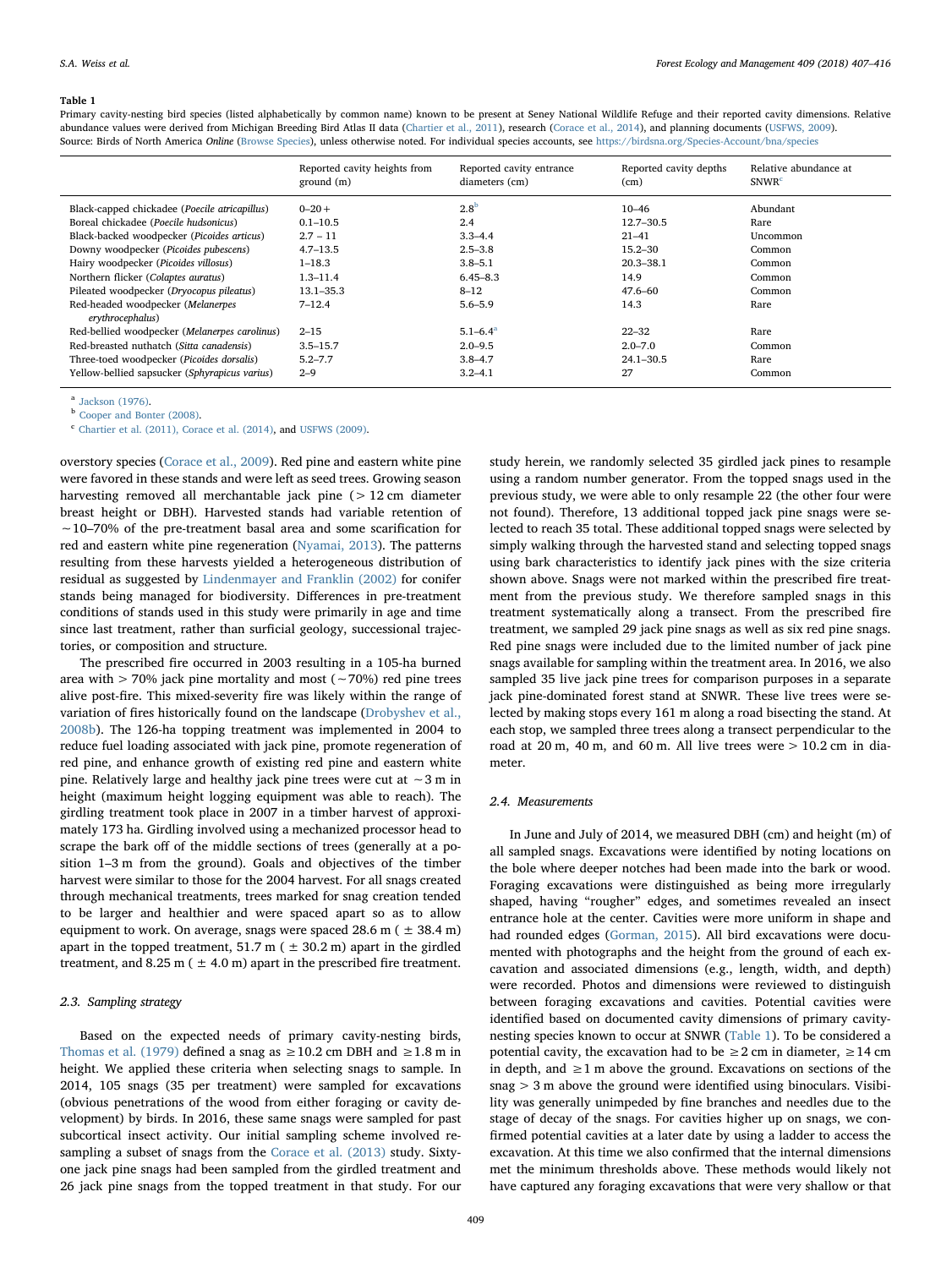**Table 1**

Primary cavity-nesting bird species (listed alphabetically by common name) known to be present at Seney National Wildlife Refuge and their reported cavity dimensions. Relative abundance values were derived from Michigan Breeding Bird Atlas II data (Chartier et al., 2011), research (Corace et al., 2014), and planning documents (USFWS, 2009).
Source: Birds of North America *Online* (Browse Species), unless otherwise noted. For individual species accounts, see https://birdsna.org/Species-Account/bna/species

| | Reported cavity heights from ground (m) | Reported cavity entrance diameters (cm) | Reported cavity depths (cm) | Relative abundance at SNWR[c] |
|---|---|---|---|---|
| Black-capped chickadee (*Poecile atricapillus*) | 0–20 + | 2.8[b] | 10–46 | Abundant |
| Boreal chickadee (*Poecile hudsonicus*) | 0.1–10.5 | 2.4 | 12.7–30.5 | Rare |
| Black-backed woodpecker (*Picoides articus*) | 2.7 – 11 | 3.3–4.4 | 21–41 | Uncommon |
| Downy woodpecker (*Picoides pubescens*) | 4.7–13.5 | 2.5–3.8 | 15.2–30 | Common |
| Hairy woodpecker (*Picoides villosus*) | 1–18.3 | 3.8–5.1 | 20.3–38.1 | Common |
| Northern flicker (*Colaptes auratus*) | 1.3–11.4 | 6.45–8.3 | 14.9 | Common |
| Pileated woodpecker (*Dryocopus pileatus*) | 13.1–35.3 | 8–12 | 47.6–60 | Common |
| Red-headed woodpecker (*Melanerpes erythrocephalus*) | 7–12.4 | 5.6–5.9 | 14.3 | Rare |
| Red-bellied woodpecker (*Melanerpes carolinus*) | 2–15 | 5.1–6.4[a] | 22–32 | Rare |
| Red-breasted nuthatch (*Sitta canadensis*) | 3.5–15.7 | 2.0–9.5 | 2.0–7.0 | Common |
| Three-toed woodpecker (*Picoides dorsalis*) | 5.2–7.7 | 3.8–4.7 | 24.1–30.5 | Rare |
| Yellow-bellied sapsucker (*Sphyrapicus varius*) | 2–9 | 3.2–4.1 | 27 | Common |

[a] Jackson (1976).
[b] Cooper and Bonter (2008).
[c] Chartier et al. (2011), Corace et al. (2014), and USFWS (2009).

overstory species (Corace et al., 2009). Red pine and eastern white pine were favored in these stands and were left as seed trees. Growing season harvesting removed all merchantable jack pine (> 12 cm diameter breast height or DBH). Harvested stands had variable retention of ~10–70% of the pre-treatment basal area and some scarification for red and eastern white pine regeneration (Nyamai, 2013). The patterns resulting from these harvests yielded a heterogeneous distribution of residual as suggested by Lindenmayer and Franklin (2002) for conifer stands being managed for biodiversity. Differences in pre-treatment conditions of stands used in this study were primarily in age and time since last treatment, rather than surficial geology, successional trajectories, or composition and structure.

The prescribed fire occurred in 2003 resulting in a 105-ha burned area with > 70% jack pine mortality and most (~70%) red pine trees alive post-fire. This mixed-severity fire was likely within the range of variation of fires historically found on the landscape (Drobyshev et al., 2008b). The 126-ha topping treatment was implemented in 2004 to reduce fuel loading associated with jack pine, promote regeneration of red pine, and enhance growth of existing red pine and eastern white pine. Relatively large and healthy jack pine trees were cut at ~3 m in height (maximum height logging equipment was able to reach). The girdling treatment took place in 2007 in a timber harvest of approximately 173 ha. Girdling involved using a mechanized processor head to scrape the bark off of the middle sections of trees (generally at a position 1–3 m from the ground). Goals and objectives of the timber harvest were similar to those for the 2004 harvest. For all snags created through mechanical treatments, trees marked for snag creation tended to be larger and healthier and were spaced apart so as to allow equipment to work. On average, snags were spaced 28.6 m (± 38.4 m) apart in the topped treatment, 51.7 m (± 30.2 m) apart in the girdled treatment, and 8.25 m (± 4.0 m) apart in the prescribed fire treatment.

### 2.3. Sampling strategy

Based on the expected needs of primary cavity-nesting birds, Thomas et al. (1979) defined a snag as ≥10.2 cm DBH and ≥1.8 m in height. We applied these criteria when selecting snags to sample. In 2014, 105 snags (35 per treatment) were sampled for excavations (obvious penetrations of the wood from either foraging or cavity development) by birds. In 2016, these same snags were sampled for past subcortical insect activity. Our initial sampling scheme involved resampling a subset of snags from the Corace et al. (2013) study. Sixty-one jack pine snags had been sampled from the girdled treatment and 26 jack pine snags from the topped treatment in that study. For our study herein, we randomly selected 35 girdled jack pines to resample using a random number generator. From the topped snags used in the previous study, we were able to only resample 22 (the other four were not found). Therefore, 13 additional topped jack pine snags were selected to reach 35 total. These additional topped snags were selected by simply walking through the harvested stand and selecting topped snags using bark characteristics to identify jack pines with the size criteria shown above. Snags were not marked within the prescribed fire treatment from the previous study. We therefore sampled snags in this treatment systematically along a transect. From the prescribed fire treatment, we sampled 29 jack pine snags as well as six red pine snags. Red pine snags were included due to the limited number of jack pine snags available for sampling within the treatment area. In 2016, we also sampled 35 live jack pine trees for comparison purposes in a separate jack pine-dominated forest stand at SNWR. These live trees were selected by making stops every 161 m along a road bisecting the stand. At each stop, we sampled three trees along a transect perpendicular to the road at 20 m, 40 m, and 60 m. All live trees were > 10.2 cm in diameter.

### 2.4. Measurements

In June and July of 2014, we measured DBH (cm) and height (m) of all sampled snags. Excavations were identified by noting locations on the bole where deeper notches had been made into the bark or wood. Foraging excavations were distinguished as being more irregularly shaped, having "rougher" edges, and sometimes revealed an insect entrance hole at the center. Cavities were more uniform in shape and had rounded edges (Gorman, 2015). All bird excavations were documented with photographs and the height from the ground of each excavation and associated dimensions (e.g., length, width, and depth) were recorded. Photos and dimensions were reviewed to distinguish between foraging excavations and cavities. Potential cavities were identified based on documented cavity dimensions of primary cavity-nesting species known to occur at SNWR (Table 1). To be considered a potential cavity, the excavation had to be ≥2 cm in diameter, ≥14 cm in depth, and ≥1 m above the ground. Excavations on sections of the snag > 3 m above the ground were identified using binoculars. Visibility was generally unimpeded by fine branches and needles due to the stage of decay of the snags. For cavities higher up on snags, we confirmed potential cavities at a later date by using a ladder to access the excavation. At this time we also confirmed that the internal dimensions met the minimum thresholds above. These methods would likely not have captured any foraging excavations that were very shallow or that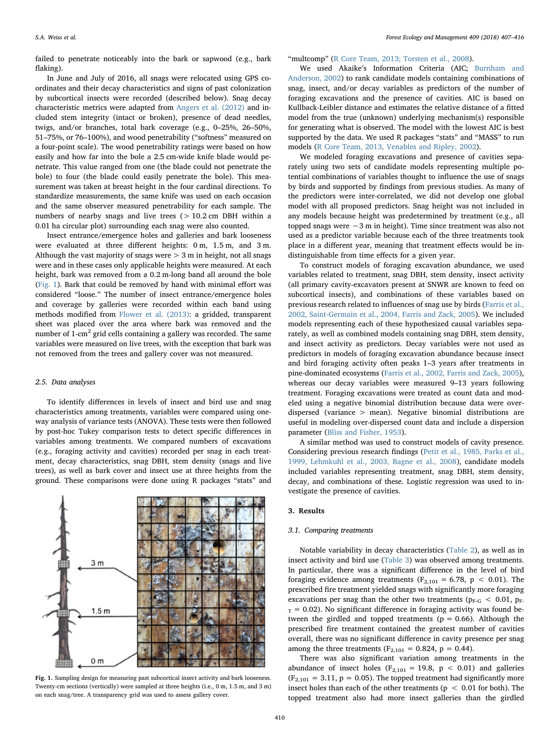failed to penetrate noticeably into the bark or sapwood (e.g., bark flaking).

In June and July of 2016, all snags were relocated using GPS coordinates and their decay characteristics and signs of past colonization by subcortical insects were recorded (described below). Snag decay characteristic metrics were adapted from Angers et al. (2012) and included stem integrity (intact or broken), presence of dead needles, twigs, and/or branches, total bark coverage (e.g., 0–25%, 26–50%, 51–75%, or 76–100%), and wood penetrability ("softness" measured on a four-point scale). The wood penetrability ratings were based on how easily and how far into the bole a 2.5 cm-wide knife blade would penetrate. This value ranged from one (the blade could not penetrate the bole) to four (the blade could easily penetrate the bole). This measurement was taken at breast height in the four cardinal directions. To standardize measurements, the same knife was used on each occasion and the same observer measured penetrability for each sample. The numbers of nearby snags and live trees (> 10.2 cm DBH within a 0.01 ha circular plot) surrounding each snag were also counted.

Insect entrance/emergence holes and galleries and bark looseness were evaluated at three different heights: 0 m, 1.5 m, and 3 m. Although the vast majority of snags were > 3 m in height, not all snags were and in these cases only applicable heights were measured. At each height, bark was removed from a 0.2 m-long band all around the bole (Fig. 1). Bark that could be removed by hand with minimal effort was considered "loose." The number of insect entrance/emergence holes and coverage by galleries were recorded within each band using methods modified from Flower et al. (2013): a gridded, transparent sheet was placed over the area where bark was removed and the number of 1-$cm^2$ grid cells containing a gallery was recorded. The same variables were measured on live trees, with the exception that bark was not removed from the trees and gallery cover was not measured.

Fig. 1. Sampling design for measuring past subcortical insect activity and bark looseness. Twenty-cm sections (vertically) were sampled at three heights (i.e., 0 m, 1.5 m, and 3 m) on each snag/tree. A transparency grid was used to assess gallery cover.

### 2.5. Data analyses

To identify differences in levels of insect and bird use and snag characteristics among treatments, variables were compared using one-way analysis of variance tests (ANOVA). These tests were then followed by post-hoc Tukey comparison tests to detect specific differences in variables among treatments. We compared numbers of excavations (e.g., foraging activity and cavities) recorded per snag in each treatment, decay characteristics, snag DBH, stem density (snags and live trees), as well as bark cover and insect use at three heights from the ground. These comparisons were done using R packages "stats" and "multcomp" (R Core Team, 2013; Torsten et al., 2008).

We used Akaike's Information Criteria (AIC; Burnham and Anderson, 2002) to rank candidate models containing combinations of snag, insect, and/or decay variables as predictors of the number of foraging excavations and the presence of cavities. AIC is based on Kullback-Leibler distance and estimates the relative distance of a fitted model from the true (unknown) underlying mechanism(s) responsible for generating what is observed. The model with the lowest AIC is best supported by the data. We used R packages "stats" and "MASS" to run models (R Core Team, 2013, Venables and Ripley, 2002).

We modeled foraging excavations and presence of cavities separately using two sets of candidate models representing multiple potential combinations of variables thought to influence the use of snags by birds and supported by findings from previous studies. As many of the predictors were inter-correlated, we did not develop one global model with all proposed predictors. Snag height was not included in any models because height was predetermined by treatment (e.g., all topped snags were ~3 m in height). Time since treatment was also not used as a predictor variable because each of the three treatments took place in a different year, meaning that treatment effects would be indistinguishable from time effects for a given year.

To construct models of foraging excavation abundance, we used variables related to treatment, snag DBH, stem density, insect activity (all primary cavity-excavators present at SNWR are known to feed on subcortical insects), and combinations of these variables based on previous research related to influences of snag use by birds (Farris et al., 2002, Saint-Germain et al., 2004, Farris and Zack, 2005). We included models representing each of these hypothesized causal variables separately, as well as combined models containing snag DBH, stem density, and insect activity as predictors. Decay variables were not used as predictors in models of foraging excavation abundance because insect and bird foraging activity often peaks 1–3 years after treatments in pine-dominated ecosystems (Farris et al., 2002, Farris and Zack, 2005), whereas our decay variables were measured 9–13 years following treatment. Foraging excavations were treated as count data and modeled using a negative binomial distribution because data were over-dispersed (variance > mean). Negative binomial distributions are useful in modeling over-dispersed count data and include a dispersion parameter (Bliss and Fisher, 1953).

A similar method was used to construct models of cavity presence. Considering previous research findings (Petit et al., 1985, Parks et al., 1999, Lehmkuhl et al., 2003, Bagne et al., 2008), candidate models included variables representing treatment, snag DBH, stem density, decay, and combinations of these. Logistic regression was used to investigate the presence of cavities.

## 3. Results

### 3.1. Comparing treatments

Notable variability in decay characteristics (Table 2), as well as in insect activity and bird use (Table 3) was observed among treatments. In particular, there was a significant difference in the level of bird foraging evidence among treatments ($F_{2,101} = 6.78$, $p < 0.01$). The prescribed fire treatment yielded snags with significantly more foraging excavations per snag than the other two treatments ($p_{F\text{-}G} < 0.01$, $p_{F\text{-}T} = 0.02$). No significant difference in foraging activity was found between the girdled and topped treatments ($p = 0.66$). Although the prescribed fire treatment contained the greatest number of cavities overall, there was no significant difference in cavity presence per snag among the three treatments ($F_{2,101} = 0.824$, $p = 0.44$).

There was also significant variation among treatments in the abundance of insect holes ($F_{2,101} = 19.8$, $p < 0.01$) and galleries ($F_{2,101} = 3.11$, $p = 0.05$). The topped treatment had significantly more insect holes than each of the other treatments ($p < 0.01$ for both). The topped treatment also had more insect galleries than the girdled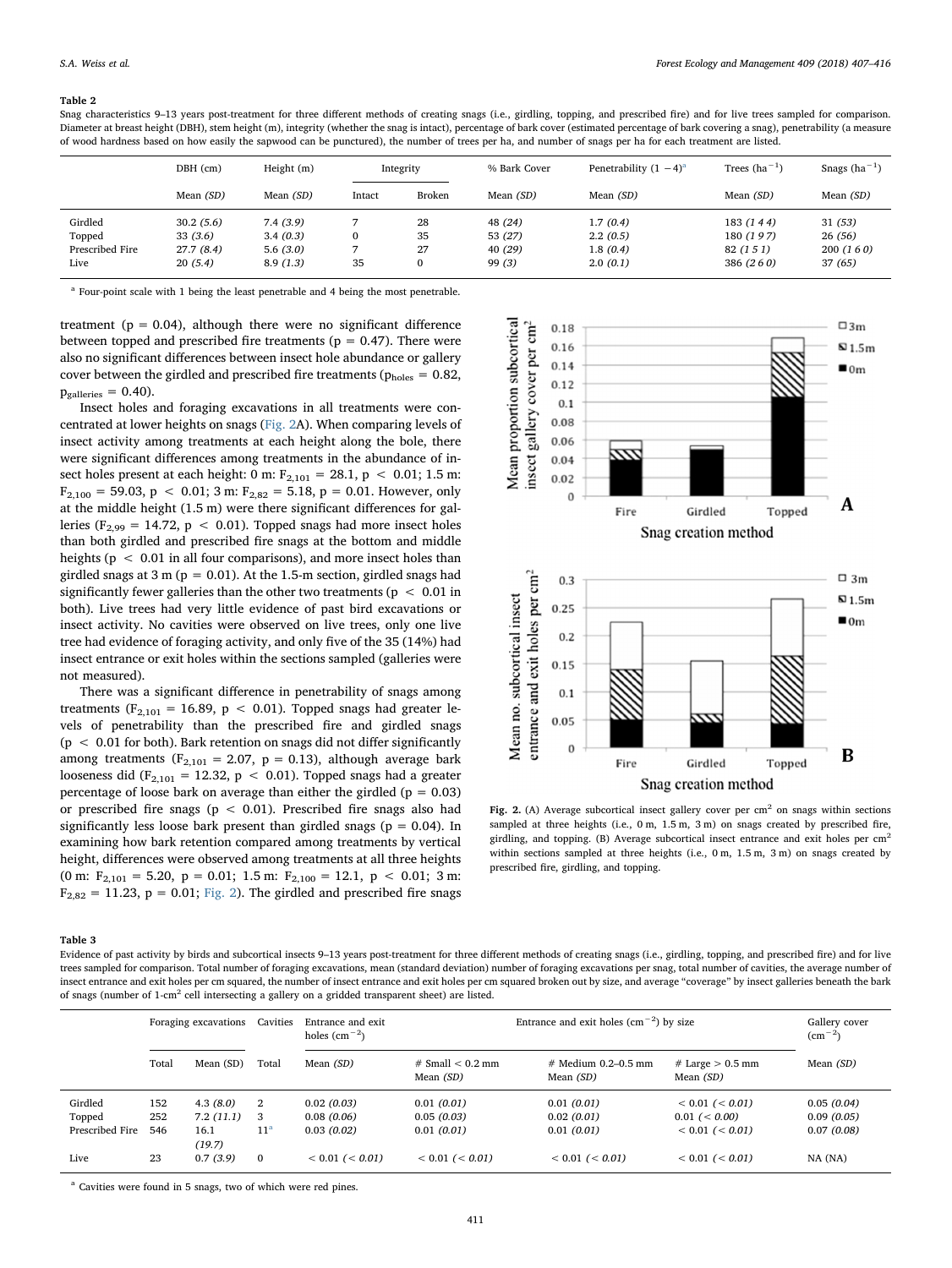**Table 2**

Snag characteristics 9–13 years post-treatment for three different methods of creating snags (i.e., girdling, topping, and prescribed fire) and for live trees sampled for comparison. Diameter at breast height (DBH), stem height (m), integrity (whether the snag is intact), percentage of bark cover (estimated percentage of bark covering a snag), penetrability (a measure of wood hardness based on how easily the sapwood can be punctured), the number of trees per ha, and number of snags per ha for each treatment are listed.

| | DBH (cm) | Height (m) | Integrity | | % Bark Cover | Penetrability (1 − 4)[a] | Trees ($ha^{-1}$) | Snags ($ha^{-1}$) |
|---|---|---|---|---|---|---|---|---|
| | Mean *(SD)* | Mean *(SD)* | Intact | Broken | Mean *(SD)* | Mean *(SD)* | Mean *(SD)* | Mean *(SD)* |
| Girdled | 30.2 *(5.6)* | 7.4 *(3.9)* | 7 | 28 | 48 *(24)* | 1.7 *(0.4)* | 183 *(144)* | 31 *(53)* |
| Topped | 33 *(3.6)* | 3.4 *(0.3)* | 0 | 35 | 53 *(27)* | 2.2 *(0.5)* | 180 *(197)* | 26 *(56)* |
| Prescribed Fire | 27.7 *(8.4)* | 5.6 *(3.0)* | 7 | 27 | 40 *(29)* | 1.8 *(0.4)* | 82 *(151)* | 200 *(160)* |
| Live | 20 *(5.4)* | 8.9 *(1.3)* | 35 | 0 | 99 *(3)* | 2.0 *(0.1)* | 386 *(260)* | 37 *(65)* |

[a] Four-point scale with 1 being the least penetrable and 4 being the most penetrable.

treatment ($p = 0.04$), although there were no significant difference between topped and prescribed fire treatments ($p = 0.47$). There were also no significant differences between insect hole abundance or gallery cover between the girdled and prescribed fire treatments ($p_{holes} = 0.82$, $p_{galleries} = 0.40$).

Insect holes and foraging excavations in all treatments were concentrated at lower heights on snags (Fig. 2A). When comparing levels of insect activity among treatments at each height along the bole, there were significant differences among treatments in the abundance of insect holes present at each height: 0 m: $F_{2,101} = 28.1$, $p < 0.01$; 1.5 m: $F_{2,100} = 59.03$, $p < 0.01$; 3 m: $F_{2,82} = 5.18$, $p = 0.01$. However, only at the middle height (1.5 m) were there significant differences for galleries ($F_{2,99} = 14.72$, $p < 0.01$). Topped snags had more insect holes than both girdled and prescribed fire snags at the bottom and middle heights ($p < 0.01$ in all four comparisons), and more insect holes than girdled snags at 3 m ($p = 0.01$). At the 1.5-m section, girdled snags had significantly fewer galleries than the other two treatments ($p < 0.01$ in both). Live trees had very little evidence of past bird excavations or insect activity. No cavities were observed on live trees, only one live tree had evidence of foraging activity, and only five of the 35 (14%) had insect entrance or exit holes within the sections sampled (galleries were not measured).

There was a significant difference in penetrability of snags among treatments ($F_{2,101} = 16.89$, $p < 0.01$). Topped snags had greater levels of penetrability than the prescribed fire and girdled snags ($p < 0.01$ for both). Bark retention on snags did not differ significantly among treatments ($F_{2,101} = 2.07$, $p = 0.13$), although average bark looseness did ($F_{2,101} = 12.32$, $p < 0.01$). Topped snags had a greater percentage of loose bark on average than either the girdled ($p = 0.03$) or prescribed fire snags ($p < 0.01$). Prescribed fire snags also had significantly less loose bark present than girdled snags ($p = 0.04$). In examining how bark retention compared among treatments by vertical height, differences were observed among treatments at all three heights (0 m: $F_{2,101} = 5.20$, $p = 0.01$; 1.5 m: $F_{2,100} = 12.1$, $p < 0.01$; 3 m: $F_{2,82} = 11.23$, $p = 0.01$; Fig. 2). The girdled and prescribed fire snags

**Fig. 2.** (A) Average subcortical insect gallery cover per $cm^2$ on snags within sections sampled at three heights (i.e., 0 m, 1.5 m, 3 m) on snags created by prescribed fire, girdling, and topping. (B) Average subcortical insect entrance and exit holes per $cm^2$ within sections sampled at three heights (i.e., 0 m, 1.5 m, 3 m) on snags created by prescribed fire, girdling, and topping.

**Table 3**

Evidence of past activity by birds and subcortical insects 9–13 years post-treatment for three different methods of creating snags (i.e., girdling, topping, and prescribed fire) and for live trees sampled for comparison. Total number of foraging excavations, mean (standard deviation) number of foraging excavations per snag, total number of cavities, the average number of insect entrance and exit holes per cm squared, the number of insect entrance and exit holes per cm squared broken out by size, and average "coverage" by insect galleries beneath the bark of snags (number of 1-$cm^2$ cell intersecting a gallery on a gridded transparent sheet) are listed.

| | Foraging excavations | | Cavities | Entrance and exit holes ($cm^{-2}$) | Entrance and exit holes ($cm^{-2}$) by size | | | Gallery cover ($cm^{-2}$) |
|---|---|---|---|---|---|---|---|---|
| | Total | Mean (SD) | Total | Mean *(SD)* | # Small < 0.2 mm Mean *(SD)* | # Medium 0.2–0.5 mm Mean *(SD)* | # Large > 0.5 mm Mean *(SD)* | Mean *(SD)* |
| Girdled | 152 | 4.3 *(8.0)* | 2 | 0.02 *(0.03)* | 0.01 *(0.01)* | 0.01 *(0.01)* | < 0.01 *(< 0.01)* | 0.05 *(0.04)* |
| Topped | 252 | 7.2 *(11.1)* | 3 | 0.08 *(0.06)* | 0.05 *(0.03)* | 0.02 *(0.01)* | 0.01 *(< 0.00)* | 0.09 *(0.05)* |
| Prescribed Fire | 546 | 16.1 *(19.7)* | 11[a] | 0.03 *(0.02)* | 0.01 *(0.01)* | 0.01 *(0.01)* | < 0.01 *(< 0.01)* | 0.07 *(0.08)* |
| Live | 23 | 0.7 *(3.9)* | 0 | < 0.01 *(< 0.01)* | < 0.01 *(< 0.01)* | < 0.01 *(< 0.01)* | < 0.01 *(< 0.01)* | NA (NA) |

[a] Cavities were found in 5 snags, two of which were red pines.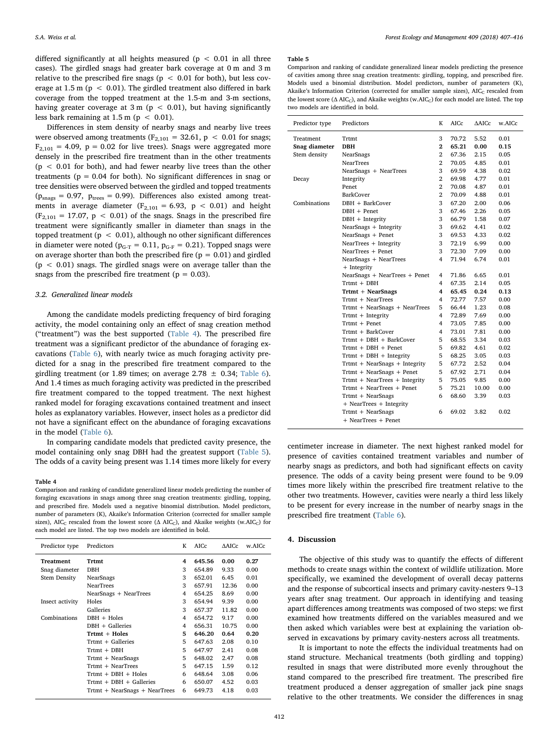differed significantly at all heights measured ($p < 0.01$ in all three cases). The girdled snags had greater bark coverage at 0 m and 3 m relative to the prescribed fire snags ($p < 0.01$ for both), but less coverage at 1.5 m ($p < 0.01$). The girdled treatment also differed in bark coverage from the topped treatment at the 1.5-m and 3-m sections, having greater coverage at 3 m ($p < 0.01$), but having significantly less bark remaining at 1.5 m ($p < 0.01$).

Differences in stem density of nearby snags and nearby live trees were observed among treatments ($F_{2,101} = 32.61$, $p < 0.01$ for snags; $F_{2,101} = 4.09$, $p = 0.02$ for live trees). Snags were aggregated more densely in the prescribed fire treatment than in the other treatments ($p < 0.01$ for both), and had fewer nearby live trees than the other treatments ($p = 0.04$ for both). No significant differences in snag or tree densities were observed between the girdled and topped treatments ($p_{snags} = 0.97$, $p_{trees} = 0.99$). Differences also existed among treatments in average diameter ($F_{2,101} = 6.93$, $p < 0.01$) and height ($F_{2,101} = 17.07$, $p < 0.01$) of the snags. Snags in the prescribed fire treatment were significantly smaller in diameter than snags in the topped treatment ($p < 0.01$), although no other significant differences in diameter were noted ($p_{G\text{-}T} = 0.11$, $p_{G\text{-}F} = 0.21$). Topped snags were on average shorter than both the prescribed fire ($p = 0.01$) and girdled ($p < 0.01$) snags. The girdled snags were on average taller than the snags from the prescribed fire treatment ($p = 0.03$).

### 3.2. Generalized linear models

Among the candidate models predicting frequency of bird foraging activity, the model containing only an effect of snag creation method ("treatment") was the best supported (Table 4). The prescribed fire treatment was a significant predictor of the abundance of foraging excavations (Table 6), with nearly twice as much foraging activity predicted for a snag in the prescribed fire treatment compared to the girdling treatment (or 1.89 times; on average 2.78 ± 0.34; Table 6). And 1.4 times as much foraging activity was predicted in the prescribed fire treatment compared to the topped treatment. The next highest ranked model for foraging excavations contained treatment and insect holes as explanatory variables. However, insect holes as a predictor did not have a significant effect on the abundance of foraging excavations in the model (Table 6).

In comparing candidate models that predicted cavity presence, the model containing only snag DBH had the greatest support (Table 5). The odds of a cavity being present was 1.14 times more likely for every centimeter increase in diameter. The next highest ranked model for presence of cavities contained treatment variables and number of nearby snags as predictors, and both had significant effects on cavity presence. The odds of a cavity being present were found to be 9.09 times more likely within the prescribed fire treatment relative to the other two treatments. However, cavities were nearly a third less likely to be present for every increase in the number of nearby snags in the prescribed fire treatment (Table 6).

**Table 4**
Comparison and ranking of candidate generalized linear models predicting the number of foraging excavations in snags among three snag creation treatments: girdling, topping, and prescribed fire. Models used a negative binomial distribution. Model predictors, number of parameters (K), Akaike's Information Criterion (corrected for smaller sample sizes), $AIC_C$ rescaled from the lowest score ($\Delta AIC_C$), and Akaike weights ($w.AIC_C$) for each model are listed. The top two models are identified in bold.

| Predictor type | Predictors | K | AICc | ΔAICc | w.AICc |
|---|---|---|---|---|---|
| **Treatment** | **Trtmt** | **4** | **645.56** | **0.00** | **0.27** |
| Snag diameter | DBH | 3 | 654.89 | 9.33 | 0.00 |
| Stem Density | NearSnags | 3 | 652.01 | 6.45 | 0.01 |
| | NearTrees | 3 | 657.91 | 12.36 | 0.00 |
| | NearSnags + NearTrees | 4 | 654.25 | 8.69 | 0.00 |
| Insect activity | Holes | 3 | 654.94 | 9.39 | 0.00 |
| | Galleries | 3 | 657.37 | 11.82 | 0.00 |
| Combinations | DBH + Holes | 4 | 654.72 | 9.17 | 0.00 |
| | DBH + Galleries | 4 | 656.31 | 10.75 | 0.00 |
| | **Trtmt + Holes** | **5** | **646.20** | **0.64** | **0.20** |
| | Trtmt + Galleries | 5 | 647.63 | 2.08 | 0.10 |
| | Trtmt + DBH | 5 | 647.97 | 2.41 | 0.08 |
| | Trtmt + NearSnags | 5 | 648.02 | 2.47 | 0.08 |
| | Trtmt + NearTrees | 5 | 647.15 | 1.59 | 0.12 |
| | Trtmt + DBH + Holes | 6 | 648.64 | 3.08 | 0.06 |
| | Trtmt + DBH + Galleries | 6 | 650.07 | 4.52 | 0.03 |
| | Trtmt + NearSnags + NearTrees | 6 | 649.73 | 4.18 | 0.03 |

**Table 5**
Comparison and ranking of candidate generalized linear models predicting the presence of cavities among three snag creation treatments: girdling, topping, and prescribed fire. Models used a binomial distribution. Model predictors, number of parameters (K), Akaike's Information Criterion (corrected for smaller sample sizes), $AIC_C$ rescaled from the lowest score ($\Delta AIC_C$), and Akaike weights ($w.AIC_C$) for each model are listed. The top two models are identified in bold.

| Predictor type | Predictors | K | AICc | ΔAICc | w.AICc |
|---|---|---|---|---|---|
| Treatment | Trtmt | 3 | 70.72 | 5.52 | 0.01 |
| **Snag diameter** | **DBH** | **2** | **65.21** | **0.00** | **0.15** |
| Stem density | NearSnags | 2 | 67.36 | 2.15 | 0.05 |
| | NearTrees | 2 | 70.05 | 4.85 | 0.01 |
| | NearSnags + NearTrees | 3 | 69.59 | 4.38 | 0.02 |
| Decay | Integrity | 2 | 69.98 | 4.77 | 0.01 |
| | Penet | 2 | 70.08 | 4.87 | 0.01 |
| | BarkCover | 2 | 70.09 | 4.88 | 0.01 |
| Combinations | DBH + BarkCover | 3 | 67.20 | 2.00 | 0.06 |
| | DBH + Penet | 3 | 67.46 | 2.26 | 0.05 |
| | DBH + Integrity | 3 | 66.79 | 1.58 | 0.07 |
| | NearSnags + Integrity | 3 | 69.62 | 4.41 | 0.02 |
| | NearSnags + Penet | 3 | 69.53 | 4.33 | 0.02 |
| | NearTrees + Integrity | 3 | 72.19 | 6.99 | 0.00 |
| | NearTrees + Penet | 3 | 72.30 | 7.09 | 0.00 |
| | NearSnags + NearTrees + Integrity | 4 | 71.94 | 6.74 | 0.01 |
| | NearSnags + NearTrees + Penet | 4 | 71.86 | 6.65 | 0.01 |
| | Trtmt + DBH | 4 | 67.35 | 2.14 | 0.05 |
| | **Trtmt + NearSnags** | **4** | **65.45** | **0.24** | **0.13** |
| | Trtmt + NearTrees | 4 | 72.77 | 7.57 | 0.00 |
| | Trtmt + NearSnags + NearTrees | 5 | 66.44 | 1.23 | 0.08 |
| | Trtmt + Integrity | 4 | 72.89 | 7.69 | 0.00 |
| | Trtmt + Penet | 4 | 73.05 | 7.85 | 0.00 |
| | Trtmt + BarkCover | 4 | 73.01 | 7.81 | 0.00 |
| | Trtmt + DBH + BarkCover | 5 | 68.55 | 3.34 | 0.03 |
| | Trtmt + DBH + Penet | 5 | 69.82 | 4.61 | 0.02 |
| | Trtmt + DBH + Integrity | 5 | 68.25 | 3.05 | 0.03 |
| | Trtmt + NearSnags + Integrity | 5 | 67.72 | 2.52 | 0.04 |
| | Trtmt + NearSnags + Penet | 5 | 67.92 | 2.71 | 0.04 |
| | Trtmt + NearTrees + Integrity | 5 | 75.05 | 9.85 | 0.00 |
| | Trtmt + NearTrees + Penet | 5 | 75.21 | 10.00 | 0.00 |
| | Trtmt + NearSnags + NearTrees + Integrity | 6 | 68.60 | 3.39 | 0.03 |
| | Trtmt + NearSnags + NearTrees + Penet | 6 | 69.02 | 3.82 | 0.02 |

## 4. Discussion

The objective of this study was to quantify the effects of different methods to create snags within the context of wildlife utilization. More specifically, we examined the development of overall decay patterns and the response of subcortical insects and primary cavity-nesters 9–13 years after snag treatment. Our approach in identifying and teasing apart differences among treatments was composed of two steps: we first examined how treatments differed on the variables measured and we then asked which variables were best at explaining the variation observed in excavations by primary cavity-nesters across all treatments.

It is important to note the effects the individual treatments had on stand structure. Mechanical treatments (both girdling and topping) resulted in snags that were distributed more evenly throughout the stand compared to the prescribed fire treatment. The prescribed fire treatment produced a denser aggregation of smaller jack pine snags relative to the other treatments. We consider the differences in snag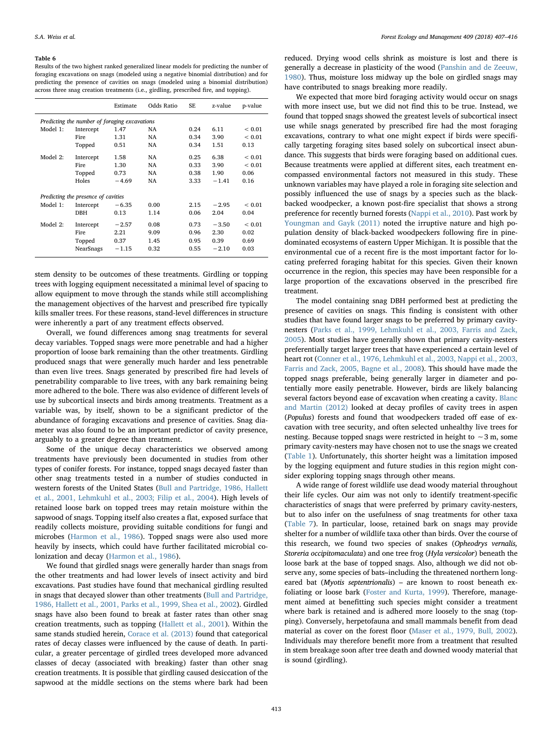**Table 6**

Results of the two highest ranked generalized linear models for predicting the number of foraging excavations on snags (modeled using a negative binomial distribution) and for predicting the presence of cavities on snags (modeled using a binomial distribution) across three snag creation treatments (i.e., girdling, prescribed fire, and topping).

| | | Estimate | Odds Ratio | SE | z-value | p-value |
|---|---|---|---|---|---|---|
| *Predicting the number of foraging excavations* | | | | | | |
| Model 1: | Intercept | 1.47 | NA | 0.24 | 6.11 | < 0.01 |
| | Fire | 1.31 | NA | 0.34 | 3.90 | < 0.01 |
| | Topped | 0.51 | NA | 0.34 | 1.51 | 0.13 |
| Model 2: | Intercept | 1.58 | NA | 0.25 | 6.38 | < 0.01 |
| | Fire | 1.30 | NA | 0.33 | 3.90 | < 0.01 |
| | Topped | 0.73 | NA | 0.38 | 1.90 | 0.06 |
| | Holes | −4.69 | NA | 3.33 | −1.41 | 0.16 |
| *Predicting the presence of cavities* | | | | | | |
| Model 1: | Intercept | −6.35 | 0.00 | 2.15 | −2.95 | < 0.01 |
| | DBH | 0.13 | 1.14 | 0.06 | 2.04 | 0.04 |
| Model 2: | Intercept | −2.57 | 0.08 | 0.73 | −3.50 | < 0.01 |
| | Fire | 2.21 | 9.09 | 0.96 | 2.30 | 0.02 |
| | Topped | 0.37 | 1.45 | 0.95 | 0.39 | 0.69 |
| | NearSnags | −1.15 | 0.32 | 0.55 | −2.10 | 0.03 |

stem density to be outcomes of these treatments. Girdling or topping trees with logging equipment necessitated a minimal level of spacing to allow equipment to move through the stands while still accomplishing the management objectives of the harvest and prescribed fire typically kills smaller trees. For these reasons, stand-level differences in structure were inherently a part of any treatment effects observed.

Overall, we found differences among snag treatments for several decay variables. Topped snags were more penetrable and had a higher proportion of loose bark remaining than the other treatments. Girdling produced snags that were generally much harder and less penetrable than even live trees. Snags generated by prescribed fire had levels of penetrability comparable to live trees, with any bark remaining being more adhered to the bole. There was also evidence of different levels of use by subcortical insects and birds among treatments. Treatment as a variable was, by itself, shown to be a significant predictor of the abundance of foraging excavations and presence of cavities. Snag diameter was also found to be an important predictor of cavity presence, arguably to a greater degree than treatment.

Some of the unique decay characteristics we observed among treatments have previously been documented in studies from other types of conifer forests. For instance, topped snags decayed faster than other snag treatments tested in a number of studies conducted in western forests of the United States (Bull and Partridge, 1986, Hallett et al., 2001, Lehmkuhl et al., 2003; Filip et al., 2004). High levels of retained loose bark on topped trees may retain moisture within the sapwood of snags. Topping itself also creates a flat, exposed surface that readily collects moisture, providing suitable conditions for fungi and microbes (Harmon et al., 1986). Topped snags were also used more heavily by insects, which could have further facilitated microbial colonization and decay (Harmon et al., 1986).

We found that girdled snags were generally harder than snags from the other treatments and had lower levels of insect activity and bird excavations. Past studies have found that mechanical girdling resulted in snags that decayed slower than other treatments (Bull and Partridge, 1986, Hallett et al., 2001, Parks et al., 1999, Shea et al., 2002). Girdled snags have also been found to break at faster rates than other snag creation treatments, such as topping (Hallett et al., 2001). Within the same stands studied herein, Corace et al. (2013) found that categorical rates of decay classes were influenced by the cause of death. In particular, a greater percentage of girdled trees developed more advanced classes of decay (associated with breaking) faster than other snag creation treatments. It is possible that girdling caused desiccation of the sapwood at the middle sections on the stems where bark had been reduced. Drying wood cells shrink as moisture is lost and there is generally a decrease in plasticity of the wood (Panshin and de Zeeuw, 1980). Thus, moisture loss midway up the bole on girdled snags may have contributed to snags breaking more readily.

We expected that more bird foraging activity would occur on snags with more insect use, but we did not find this to be true. Instead, we found that topped snags showed the greatest levels of subcortical insect use while snags generated by prescribed fire had the most foraging excavations, contrary to what one might expect if birds were specifically targeting foraging sites based solely on subcortical insect abundance. This suggests that birds were foraging based on additional cues. Because treatments were applied at different sites, each treatment encompassed environmental factors not measured in this study. These unknown variables may have played a role in foraging site selection and possibly influenced the use of snags by a species such as the black-backed woodpecker, a known post-fire specialist that shows a strong preference for recently burned forests (Nappi et al., 2010). Past work by Youngman and Gayk (2011) noted the irruptive nature and high population density of black-backed woodpeckers following fire in pine-dominated ecosystems of eastern Upper Michigan. It is possible that the environmental cue of a recent fire is the most important factor for locating preferred foraging habitat for this species. Given their known occurrence in the region, this species may have been responsible for a large proportion of the excavations observed in the prescribed fire treatment.

The model containing snag DBH performed best at predicting the presence of cavities on snags. This finding is consistent with other studies that have found larger snags to be preferred by primary cavity-nesters (Parks et al., 1999, Lehmkuhl et al., 2003, Farris and Zack, 2005). Most studies have generally shown that primary cavity-nesters preferentially target larger trees that have experienced a certain level of heart rot (Conner et al., 1976, Lehmkuhl et al., 2003, Nappi et al., 2003, Farris and Zack, 2005, Bagne et al., 2008). This should have made the topped snags preferable, being generally larger in diameter and potentially more easily penetrable. However, birds are likely balancing several factors beyond ease of excavation when creating a cavity. Blanc and Martin (2012) looked at decay profiles of cavity trees in aspen (*Populus*) forests and found that woodpeckers traded off ease of excavation with tree security, and often selected unhealthy live trees for nesting. Because topped snags were restricted in height to ~3 m, some primary cavity-nesters may have chosen not to use the snags we created (Table 1). Unfortunately, this shorter height was a limitation imposed by the logging equipment and future studies in this region might consider exploring topping snags through other means.

A wide range of forest wildlife use dead woody material throughout their life cycles. Our aim was not only to identify treatment-specific characteristics of snags that were preferred by primary cavity-nesters, but to also infer on the usefulness of snag treatments for other taxa (Table 7). In particular, loose, retained bark on snags may provide shelter for a number of wildlife taxa other than birds. Over the course of this research, we found two species of snakes (*Opheodrys vernalis, Storeria occipitomaculata*) and one tree frog (*Hyla versicolor*) beneath the loose bark at the base of topped snags. Also, although we did not observe any, some species of bats–including the threatened northern long-eared bat (*Myotis septentrionalis*) – are known to roost beneath exfoliating or loose bark (Foster and Kurta, 1999). Therefore, management aimed at benefitting such species might consider a treatment where bark is retained and is adhered more loosely to the snag (topping). Conversely, herpetofauna and small mammals benefit from dead material as cover on the forest floor (Maser et al., 1979, Bull, 2002). Individuals may therefore benefit more from a treatment that resulted in stem breakage soon after tree death and downed woody material that is sound (girdling).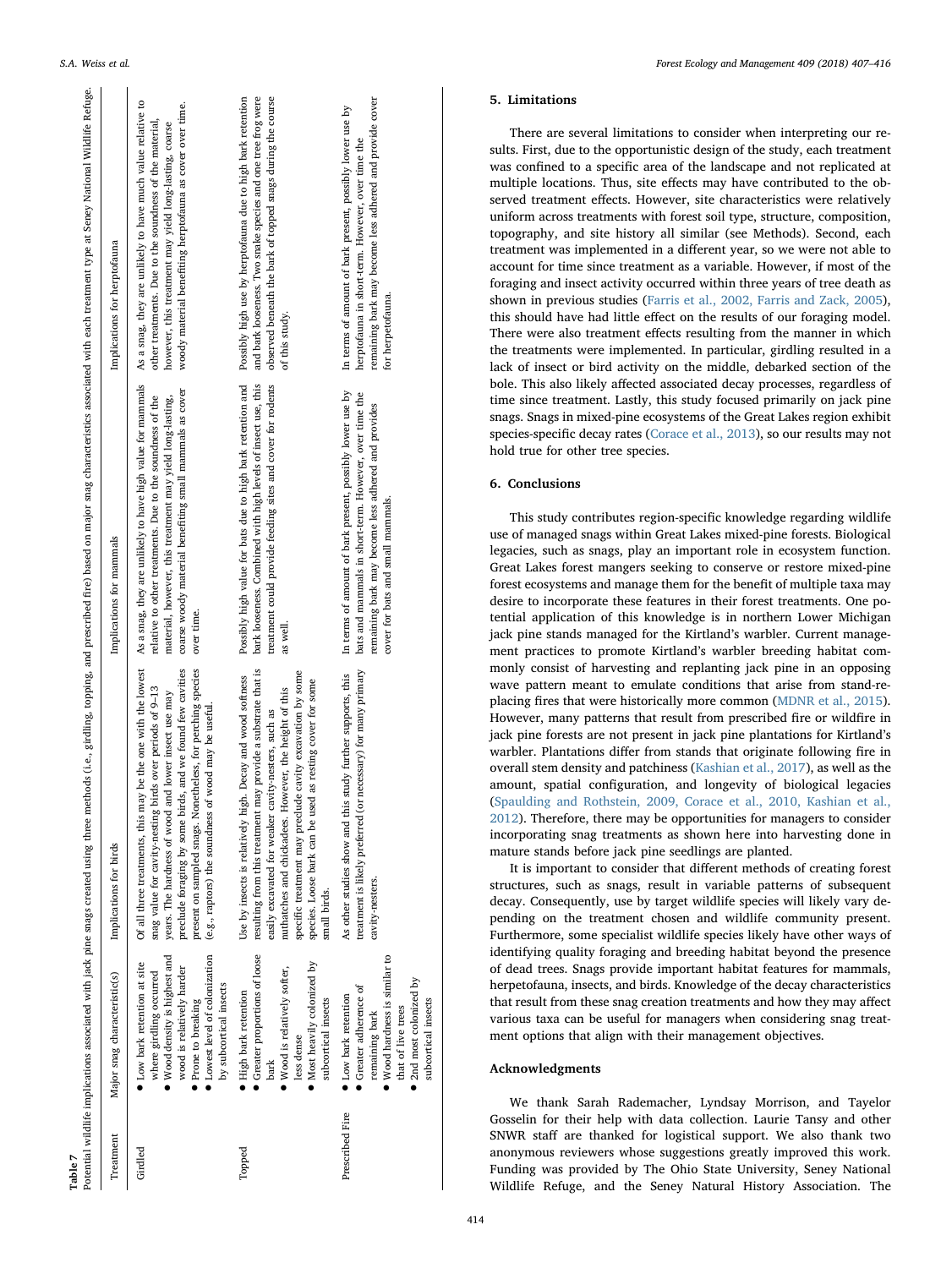**Table 7**
Potential wildlife implications associated with jack pine snags created using three methods (i.e., girdling, topping, and prescribed fire) based on major snag characteristics associated with each treatment type at Seney National Wildlife Refuge.

| Treatment | Major snag characteristic(s) | Implications for birds | Implications for mammals | Implications for herptofauna |
|---|---|---|---|---|
| Girdled | • Low bark retention at site where girdling occurred<br>• Wood density is highest and wood is relatively harder<br>• Prone to breaking<br>• Lowest level of colonization by subcortical insects | Of all three treatments, this may be the one with the lowest snag value for cavity-nesting birds over periods of 9–13 years. The hardness of wood and lower insect use may preclude foraging by some birds, and we found few cavities present on sampled snags. Nonetheless, for perching species (e.g., raptors) the soundness of wood may be useful. | As a snag, they are unlikely to have high value for mammals relative to other treatments. Due to the soundness of the material, however, this treatment may yield long-lasting, coarse woody material benefiting small mammals as cover over time. | As a snag, they are unlikely to have much value relative to other treatments. Due to the soundness of the material, however, this treatment may yield long-lasting, coarse woody material benefiting herptofauna as cover over time. |
| Topped | • High bark retention<br>• Greater proportions of loose bark<br>• Wood is relatively softer, less dense<br>• Most heavily colonized by subcortical insects | Use by insects is relatively high. Decay and wood softness resulting from this treatment may provide a substrate that is easily excavated for weaker cavity-nesters, such as nuthatches and chickadees. However, the height of this specific treatment may preclude cavity excavation by some species. Loose bark can be used as resting cover for some small birds. | Possibly high value for bats due to high bark retention and bark looseness. Combined with high levels of insect use, this treatment could provide feeding sites and cover for rodents as well. | Possibly high use by herptofauna due to high bark retention and bark looseness. Two snake species and one tree frog were observed beneath the bark of topped snags during the course of this study. |
| Prescribed Fire | • Low bark retention<br>• Greater adherence of remaining bark<br>• Wood hardness is similar to that of live trees<br>• 2nd most colonized by subcortical insects | As other studies show and this study further supports, this treatment is likely preferred (or necessary) for many primary cavity-nesters. | In terms of amount of bark present, possibly lower use by bats and mammals in short-term. However, over time the remaining bark may become less adhered and provides cover for bats and small mammals. | In terms of amount of bark present, possibly lower use by herptofauna in short-term. However, over time the remaining bark may become less adhered and provide cover for herptofauna. |

## 5. Limitations

There are several limitations to consider when interpreting our results. First, due to the opportunistic design of the study, each treatment was confined to a specific area of the landscape and not replicated at multiple locations. Thus, site effects may have contributed to the observed treatment effects. However, site characteristics were relatively uniform across treatments with forest soil type, structure, composition, topography, and site history all similar (see Methods). Second, each treatment was implemented in a different year, so we were not able to account for time since treatment as a variable. However, if most of the foraging and insect activity occurred within three years of tree death as shown in previous studies (Farris et al., 2002, Farris and Zack, 2005), this should have had little effect on the results of our foraging model. There were also treatment effects resulting from the manner in which the treatments were implemented. In particular, girdling resulted in a lack of insect or bird activity on the middle, debarked section of the bole. This also likely affected associated decay processes, regardless of time since treatment. Lastly, this study focused primarily on jack pine snags. Snags in mixed-pine ecosystems of the Great Lakes region exhibit species-specific decay rates (Corace et al., 2013), so our results may not hold true for other tree species.

## 6. Conclusions

This study contributes region-specific knowledge regarding wildlife use of managed snags within Great Lakes mixed-pine forests. Biological legacies, such as snags, play an important role in ecosystem function. Great Lakes forest mangers seeking to conserve or restore mixed-pine forest ecosystems and manage them for the benefit of multiple taxa may desire to incorporate these features in their forest treatments. One potential application of this knowledge is in northern Lower Michigan jack pine stands managed for the Kirtland's warbler. Current management practices to promote Kirtland's warbler breeding habitat commonly consist of harvesting and replanting jack pine in an opposing wave pattern meant to emulate conditions that arise from stand-replacing fires that were historically more common (MDNR et al., 2015). However, many patterns that result from prescribed fire or wildfire in jack pine forests are not present in jack pine plantations for Kirtland's warbler. Plantations differ from stands that originate following fire in overall stem density and patchiness (Kashian et al., 2017), as well as the amount, spatial configuration, and longevity of biological legacies (Spaulding and Rothstein, 2009, Corace et al., 2010, Kashian et al., 2012). Therefore, there may be opportunities for managers to consider incorporating snag treatments as shown here into harvesting done in mature stands before jack pine seedlings are planted.

It is important to consider that different methods of creating forest structures, such as snags, result in variable patterns of subsequent decay. Consequently, use by target wildlife species will likely vary depending on the treatment chosen and wildlife community present. Furthermore, some specialist wildlife species likely have other ways of identifying quality foraging and breeding habitat beyond the presence of dead trees. Snags provide important habitat features for mammals, herpetofauna, insects, and birds. Knowledge of the decay characteristics that result from these snag creation treatments and how they may affect various taxa can be useful for managers when considering snag treatment options that align with their management objectives.

## Acknowledgments

We thank Sarah Rademacher, Lyndsay Morrison, and Tayelor Gosselin for their help with data collection. Laurie Tansy and other SNWR staff are thanked for logistical support. We also thank two anonymous reviewers whose suggestions greatly improved this work. Funding was provided by The Ohio State University, Seney National Wildlife Refuge, and the Seney Natural History Association. The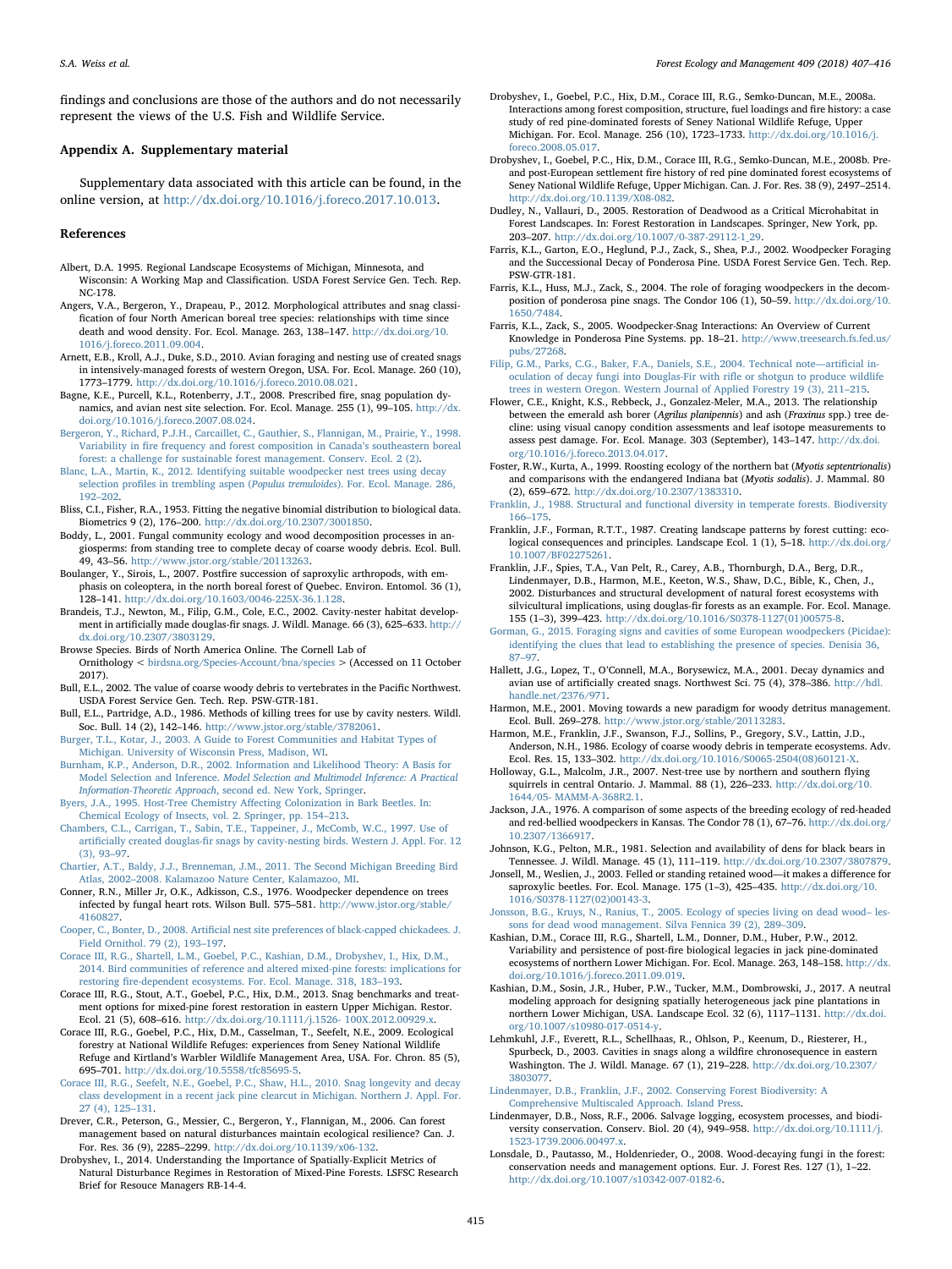findings and conclusions are those of the authors and do not necessarily represent the views of the U.S. Fish and Wildlife Service.

## Appendix A. Supplementary material

Supplementary data associated with this article can be found, in the online version, at http://dx.doi.org/10.1016/j.foreco.2017.10.013.

## References

Albert, D.A. 1995. Regional Landscape Ecosystems of Michigan, Minnesota, and Wisconsin: A Working Map and Classification. USDA Forest Service Gen. Tech. Rep. NC-178.

Angers, V.A., Bergeron, Y., Drapeau, P., 2012. Morphological attributes and snag classification of four North American boreal tree species: relationships with time since death and wood density. For. Ecol. Manage. 263, 138–147. http://dx.doi.org/10.1016/j.foreco.2011.09.004.

Arnett, E.B., Kroll, A.J., Duke, S.D., 2010. Avian foraging and nesting use of created snags in intensively-managed forests of western Oregon, USA. For. Ecol. Manage. 260 (10), 1773–1779. http://dx.doi.org/10.1016/j.foreco.2010.08.021.

Bagne, K.E., Purcell, K.L., Rotenberry, J.T., 2008. Prescribed fire, snag population dynamics, and avian nest site selection. For. Ecol. Manage. 255 (1), 99–105. http://dx.doi.org/10.1016/j.foreco.2007.08.024.

Bergeron, Y., Richard, P.J.H., Carcaillet, C., Gauthier, S., Flannigan, M., Prairie, Y., 1998. Variability in fire frequency and forest composition in Canada's southeastern boreal forest: a challenge for sustainable forest management. Conserv. Ecol. 2 (2).

Blanc, L.A., Martin, K., 2012. Identifying suitable woodpecker nest trees using decay selection profiles in trembling aspen (*Populus tremuloides*). For. Ecol. Manage. 286, 192–202.

Bliss, C.I., Fisher, R.A., 1953. Fitting the negative binomial distribution to biological data. Biometrics 9 (2), 176–200. http://dx.doi.org/10.2307/3001850.

Boddy, L., 2001. Fungal community ecology and wood decomposition processes in angiosperms: from standing tree to complete decay of coarse woody debris. Ecol. Bull. 49, 43–56. http://www.jstor.org/stable/20113263.

Boulanger, Y., Sirois, L., 2007. Postfire succession of saproxylic arthropods, with emphasis on coleoptera, in the north boreal forest of Quebec. Environ. Entomol. 36 (1), 128–141. http://dx.doi.org/10.1603/0046-225X-36.1.128.

Brandeis, T.J., Newton, M., Filip, G.M., Cole, E.C., 2002. Cavity-nester habitat development in artificially made douglas-fir snags. J. Wildl. Manage. 66 (3), 625–633. http://dx.doi.org/10.2307/3803129.

Browse Species. Birds of North America Online. The Cornell Lab of Ornithology < birdsna.org/Species-Account/bna/species > (Accessed on 11 October 2017).

Bull, E.L., 2002. The value of coarse woody debris to vertebrates in the Pacific Northwest. USDA Forest Service Gen. Tech. Rep. PSW-GTR-181.

Bull, E.L., Partridge, A.D., 1986. Methods of killing trees for use by cavity nesters. Wildl. Soc. Bull. 14 (2), 142–146. http://www.jstor.org/stable/3782061.

Burger, T.L., Kotar, J., 2003. A Guide to Forest Communities and Habitat Types of Michigan. University of Wisconsin Press, Madison, WI.

Burnham, K.P., Anderson, D.R., 2002. Information and Likelihood Theory: A Basis for Model Selection and Inference. *Model Selection and Multimodel Inference: A Practical Information-Theoretic Approach*, second ed. New York, Springer.

Byers, J.A., 1995. Host-Tree Chemistry Affecting Colonization in Bark Beetles. In: Chemical Ecology of Insects, vol. 2. Springer, pp. 154–213.

Chambers, C.L., Carrigan, T., Sabin, T.E., Tappeiner, J., McComb, W.C., 1997. Use of artificially created douglas-fir snags by cavity-nesting birds. Western J. Appl. For. 12 (3), 93–97.

Chartier, A.T., Baldy, J.J., Brenneman, J.M., 2011. The Second Michigan Breeding Bird Atlas, 2002–2008. Kalamazoo Nature Center, Kalamazoo, MI.

Conner, R.N., Miller Jr, O.K., Adkisson, C.S., 1976. Woodpecker dependence on trees infected by fungal heart rots. Wilson Bull. 575–581. http://www.jstor.org/stable/4160827.

Cooper, C., Bonter, D., 2008. Artificial nest site preferences of black-capped chickadees. J. Field Ornithol. 79 (2), 193–197.

Corace III, R.G., Shartell, L.M., Goebel, P.C., Kashian, D.M., Drobyshev, I., Hix, D.M., 2014. Bird communities of reference and altered mixed-pine forests: implications for restoring fire-dependent ecosystems. For. Ecol. Manage. 318, 183–193.

Corace III, R.G., Stout, A.T., Goebel, P.C., Hix, D.M., 2013. Snag benchmarks and treatment options for mixed-pine forest restoration in eastern Upper Michigan. Restor. Ecol. 21 (5), 608–616. http://dx.doi.org/10.1111/j.1526- 100X.2012.00929.x.

Corace III, R.G., Goebel, P.C., Hix, D.M., Casselman, T., Seefelt, N.E., 2009. Ecological forestry at National Wildlife Refuges: experiences from Seney National Wildlife Refuge and Kirtland's Warbler Wildlife Management Area, USA. For. Chron. 85 (5), 695–701. http://dx.doi.org/10.5558/tfc85695-5.

Corace III, R.G., Seefelt, N.E., Goebel, P.C., Shaw, H.L., 2010. Snag longevity and decay class development in a recent jack pine clearcut in Michigan. Northern J. Appl. For. 27 (4), 125–131.

Drever, C.R., Peterson, G., Messier, C., Bergeron, Y., Flannigan, M., 2006. Can forest management based on natural disturbances maintain ecological resilience? Can. J. For. Res. 36 (9), 2285–2299. http://dx.doi.org/10.1139/x06-132.

Drobyshev, I., 2014. Understanding the Importance of Spatially-Explicit Metrics of Natural Disturbance Regimes in Restoration of Mixed-Pine Forests. LSFSC Research Brief for Resouce Managers RB-14-4.

Drobyshev, I., Goebel, P.C., Hix, D.M., Corace III, R.G., Semko-Duncan, M.E., 2008a. Interactions among forest composition, structure, fuel loadings and fire history: a case study of red pine-dominated forests of Seney National Wildlife Refuge, Upper Michigan. For. Ecol. Manage. 256 (10), 1723–1733. http://dx.doi.org/10.1016/j.foreco.2008.05.017.

Drobyshev, I., Goebel, P.C., Hix, D.M., Corace III, R.G., Semko-Duncan, M.E., 2008b. Pre- and post-European settlement fire history of red pine dominated forest ecosystems of Seney National Wildlife Refuge, Upper Michigan. Can. J. For. Res. 38 (9), 2497–2514. http://dx.doi.org/10.1139/X08-082.

Dudley, N., Vallauri, D., 2005. Restoration of Deadwood as a Critical Microhabitat in Forest Landscapes. In: Forest Restoration in Landscapes. Springer, New York, pp. 203–207. http://dx.doi.org/10.1007/0-387-29112-1_29.

Farris, K.L., Garton, E.O., Heglund, P.J., Zack, S., Shea, P.J., 2002. Woodpecker Foraging and the Successional Decay of Ponderosa Pine. USDA Forest Service Gen. Tech. Rep. PSW-GTR-181.

Farris, K.L., Huss, M.J., Zack, S., 2004. The role of foraging woodpeckers in the decomposition of ponderosa pine snags. The Condor 106 (1), 50–59. http://dx.doi.org/10.1650/7484.

Farris, K.L., Zack, S., 2005. Woodpecker-Snag Interactions: An Overview of Current Knowledge in Ponderosa Pine Systems. pp. 18–21. http://www.treesearch.fs.fed.us/pubs/27268.

Filip, G.M., Parks, C.G., Baker, F.A., Daniels, S.E., 2004. Technical note—artificial inoculation of decay fungi into Douglas-Fir with rifle or shotgun to produce wildlife trees in western Oregon. Western Journal of Applied Forestry 19 (3), 211–215.

Flower, C.E., Knight, K.S., Rebbeck, J., Gonzalez-Meler, M.A., 2013. The relationship between the emerald ash borer (*Agrilus planipennis*) and ash (*Fraxinus* spp.) tree decline: using visual canopy condition assessments and leaf isotope measurements to assess pest damage. For. Ecol. Manage. 303 (September), 143–147. http://dx.doi.org/10.1016/j.foreco.2013.04.017.

Foster, R.W., Kurta, A., 1999. Roosting ecology of the northern bat (*Myotis septentrionalis*) and comparisons with the endangered Indiana bat (*Myotis sodalis*). J. Mammal. 80 (2), 659–672. http://dx.doi.org/10.2307/1383310.

Franklin, J., 1988. Structural and functional diversity in temperate forests. Biodiversity 166–175.

Franklin, J.F., Forman, R.T.T., 1987. Creating landscape patterns by forest cutting: ecological consequences and principles. Landscape Ecol. 1 (1), 5–18. http://dx.doi.org/10.1007/BF02275261.

Franklin, J.F., Spies, T.A., Van Pelt, R., Carey, A.B., Thornburgh, D.A., Berg, D.R., Lindenmayer, D.B., Harmon, M.E., Keeton, W.S., Shaw, D.C., Bible, K., Chen, J., 2002. Disturbances and structural development of natural forest ecosystems with silvicultural implications, using douglas-fir forests as an example. For. Ecol. Manage. 155 (1–3), 399–423. http://dx.doi.org/10.1016/S0378-1127(01)00575-8.

Gorman, G., 2015. Foraging signs and cavities of some European woodpeckers (Picidae): identifying the clues that lead to establishing the presence of species. Denisia 36, 87–97.

Hallett, J.G., Lopez, T., O'Connell, M.A., Borysewicz, M.A., 2001. Decay dynamics and avian use of artificially created snags. Northwest Sci. 75 (4), 378–386. http://hdl.handle.net/2376/971.

Harmon, M.E., 2001. Moving towards a new paradigm for woody detritus management. Ecol. Bull. 269–278. http://www.jstor.org/stable/20113283.

Harmon, M.E., Franklin, J.F., Swanson, F.J., Sollins, P., Gregory, S.V., Lattin, J.D., Anderson, N.H., 1986. Ecology of coarse woody debris in temperate ecosystems. Adv. Ecol. Res. 15, 133–302. http://dx.doi.org/10.1016/S0065-2504(08)60121-X.

Holloway, G.L., Malcolm, J.R., 2007. Nest-tree use by northern and southern flying squirrels in central Ontario. J. Mammal. 88 (1), 226–233. http://dx.doi.org/10.1644/05- MAMM-A-368R2.1.

Jackson, J.A., 1976. A comparison of some aspects of the breeding ecology of red-headed and red-bellied woodpeckers in Kansas. The Condor 78 (1), 67–76. http://dx.doi.org/10.2307/1366917.

Johnson, K.G., Pelton, M.R., 1981. Selection and availability of dens for black bears in Tennessee. J. Wildl. Manage. 45 (1), 111–119. http://dx.doi.org/10.2307/3807879.

Jonsell, M., Weslien, J., 2003. Felled or standing retained wood—it makes a difference for saproxylic beetles. For. Ecol. Manage. 175 (1–3), 425–435. http://dx.doi.org/10.1016/S0378-1127(02)00143-3.

Jonsson, B.G., Kruys, N., Ranius, T., 2005. Ecology of species living on dead wood– lessons for dead wood management. Silva Fennica 39 (2), 289–309.

Kashian, D.M., Corace III, R.G., Shartell, L.M., Donner, D.M., Huber, P.W., 2012. Variability and persistence of post-fire biological legacies in jack pine-dominated ecosystems of northern Lower Michigan. For. Ecol. Manage. 263, 148–158. http://dx.doi.org/10.1016/j.foreco.2011.09.019.

Kashian, D.M., Sosin, J.R., Huber, P.W., Tucker, M.M., Dombrowski, J., 2017. A neutral modeling approach for designing spatially heterogeneous jack pine plantations in northern Lower Michigan, USA. Landscape Ecol. 32 (6), 1117–1131. http://dx.doi.org/10.1007/s10980-017-0514-y.

Lehmkuhl, J.F., Everett, R.L., Schellhaas, R., Ohlson, P., Keenum, D., Riesterer, H., Spurbeck, D., 2003. Cavities in snags along a wildfire chronosequence in eastern Washington. The J. Wildl. Manage. 67 (1), 219–228. http://dx.doi.org/10.2307/3803077.

Lindenmayer, D.B., Franklin, J.F., 2002. Conserving Forest Biodiversity: A Comprehensive Multiscaled Approach. Island Press.

Lindenmayer, D.B., Noss, R.F., 2006. Salvage logging, ecosystem processes, and biodiversity conservation. Conserv. Biol. 20 (4), 949–958. http://dx.doi.org/10.1111/j.1523-1739.2006.00497.x.

Lonsdale, D., Pautasso, M., Holdenrieder, O., 2008. Wood-decaying fungi in the forest: conservation needs and management options. Eur. J. Forest Res. 127 (1), 1–22. http://dx.doi.org/10.1007/s10342-007-0182-6.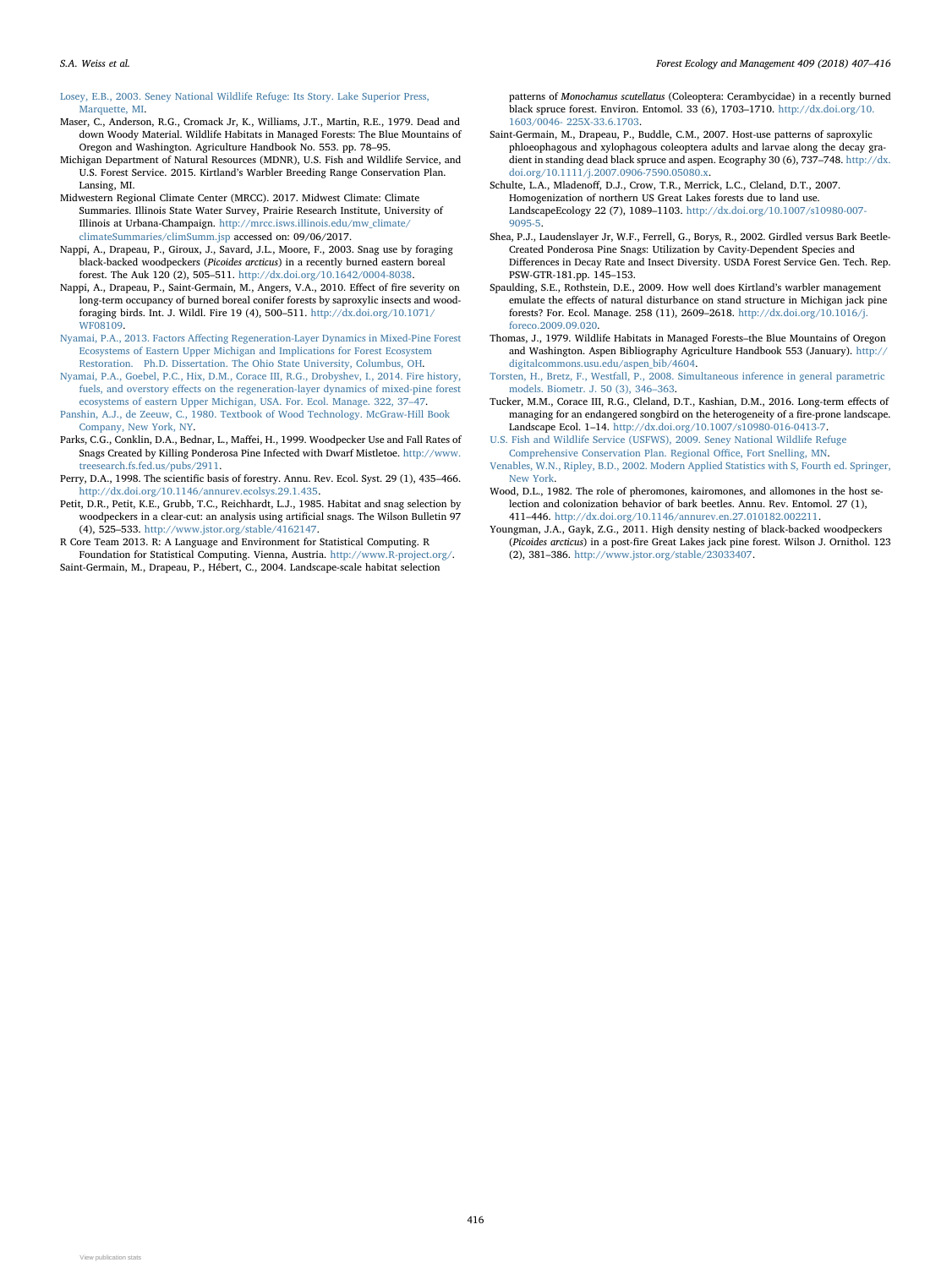Losey, E.B., 2003. Seney National Wildlife Refuge: Its Story. Lake Superior Press, Marquette, MI.

Maser, C., Anderson, R.G., Cromack Jr, K., Williams, J.T., Martin, R.E., 1979. Dead and down Woody Material. Wildlife Habitats in Managed Forests: The Blue Mountains of Oregon and Washington. Agriculture Handbook No. 553. pp. 78–95.

Michigan Department of Natural Resources (MDNR), U.S. Fish and Wildlife Service, and U.S. Forest Service. 2015. Kirtland's Warbler Breeding Range Conservation Plan. Lansing, MI.

Midwestern Regional Climate Center (MRCC). 2017. Midwest Climate: Climate Summaries. Illinois State Water Survey, Prairie Research Institute, University of Illinois at Urbana-Champaign. http://mrcc.isws.illinois.edu/mw_climate/climateSummaries/climSumm.jsp accessed on: 09/06/2017.

Nappi, A., Drapeau, P., Giroux, J., Savard, J.L., Moore, F., 2003. Snag use by foraging black-backed woodpeckers (*Picoides arcticus*) in a recently burned eastern boreal forest. The Auk 120 (2), 505–511. http://dx.doi.org/10.1642/0004-8038.

Nappi, A., Drapeau, P., Saint-Germain, M., Angers, V.A., 2010. Effect of fire severity on long-term occupancy of burned boreal conifer forests by saproxylic insects and wood-foraging birds. Int. J. Wildl. Fire 19 (4), 500–511. http://dx.doi.org/10.1071/WF08109.

Nyamai, P.A., 2013. Factors Affecting Regeneration-Layer Dynamics in Mixed-Pine Forest Ecosystems of Eastern Upper Michigan and Implications for Forest Ecosystem Restoration. Ph.D. Dissertation. The Ohio State University, Columbus, OH.

Nyamai, P.A., Goebel, P.C., Hix, D.M., Corace III, R.G., Drobyshev, I., 2014. Fire history, fuels, and overstory effects on the regeneration-layer dynamics of mixed-pine forest ecosystems of eastern Upper Michigan, USA. For. Ecol. Manage. 322, 37–47.

Panshin, A.J., de Zeeuw, C., 1980. Textbook of Wood Technology. McGraw-Hill Book Company, New York, NY.

Parks, C.G., Conklin, D.A., Bednar, L., Maffei, H., 1999. Woodpecker Use and Fall Rates of Snags Created by Killing Ponderosa Pine Infected with Dwarf Mistletoe. http://www.treesearch.fs.fed.us/pubs/2911.

Perry, D.A., 1998. The scientific basis of forestry. Annu. Rev. Ecol. Syst. 29 (1), 435–466. http://dx.doi.org/10.1146/annurev.ecolsys.29.1.435.

Petit, D.R., Petit, K.E., Grubb, T.C., Reichhardt, L.J., 1985. Habitat and snag selection by woodpeckers in a clear-cut: an analysis using artificial snags. The Wilson Bulletin 97 (4), 525–533. http://www.jstor.org/stable/4162147.

R Core Team 2013. R: A Language and Environment for Statistical Computing. R Foundation for Statistical Computing. Vienna, Austria. http://www.R-project.org/.

Saint-Germain, M., Drapeau, P., Hébert, C., 2004. Landscape-scale habitat selection patterns of *Monochamus scutellatus* (Coleoptera: Cerambycidae) in a recently burned black spruce forest. Environ. Entomol. 33 (6), 1703–1710. http://dx.doi.org/10.1603/0046- 225X-33.6.1703.

Saint-Germain, M., Drapeau, P., Buddle, C.M., 2007. Host-use patterns of saproxylic phloeophagous and xylophagous coleoptera adults and larvae along the decay gradient in standing dead black spruce and aspen. Ecography 30 (6), 737–748. http://dx.doi.org/10.1111/j.2007.0906-7590.05080.x.

Schulte, L.A., Mladenoff, D.J., Crow, T.R., Merrick, L.C., Cleland, D.T., 2007. Homogenization of northern US Great Lakes forests due to land use. LandscapeEcology 22 (7), 1089–1103. http://dx.doi.org/10.1007/s10980-007-9095-5.

Shea, P.J., Laudenslayer Jr, W.F., Ferrell, G., Borys, R., 2002. Girdled versus Bark Beetle-Created Ponderosa Pine Snags: Utilization by Cavity-Dependent Species and Differences in Decay Rate and Insect Diversity. USDA Forest Service Gen. Tech. Rep. PSW-GTR-181.pp. 145–153.

Spaulding, S.E., Rothstein, D.E., 2009. How well does Kirtland's warbler management emulate the effects of natural disturbance on stand structure in Michigan jack pine forests? For. Ecol. Manage. 258 (11), 2609–2618. http://dx.doi.org/10.1016/j.foreco.2009.09.020.

Thomas, J., 1979. Wildlife Habitats in Managed Forests–the Blue Mountains of Oregon and Washington. Aspen Bibliography Agriculture Handbook 553 (January). http://digitalcommons.usu.edu/aspen_bib/4604.

Torsten, H., Bretz, F., Westfall, P., 2008. Simultaneous inference in general parametric models. Biometr. J. 50 (3), 346–363.

Tucker, M.M., Corace III, R.G., Cleland, D.T., Kashian, D.M., 2016. Long-term effects of managing for an endangered songbird on the heterogeneity of a fire-prone landscape. Landscape Ecol. 1–14. http://dx.doi.org/10.1007/s10980-016-0413-7.

U.S. Fish and Wildlife Service (USFWS), 2009. Seney National Wildlife Refuge Comprehensive Conservation Plan. Regional Office, Fort Snelling, MN.

Venables, W.N., Ripley, B.D., 2002. Modern Applied Statistics with S, Fourth ed. Springer, New York.

Wood, D.L., 1982. The role of pheromones, kairomones, and allomones in the host selection and colonization behavior of bark beetles. Annu. Rev. Entomol. 27 (1), 411–446. http://dx.doi.org/10.1146/annurev.en.27.010182.002211.

Youngman, J.A., Gayk, Z.G., 2011. High density nesting of black-backed woodpeckers (*Picoides arcticus*) in a post-fire Great Lakes jack pine forest. Wilson J. Ornithol. 123 (2), 381–386. http://www.jstor.org/stable/23033407.